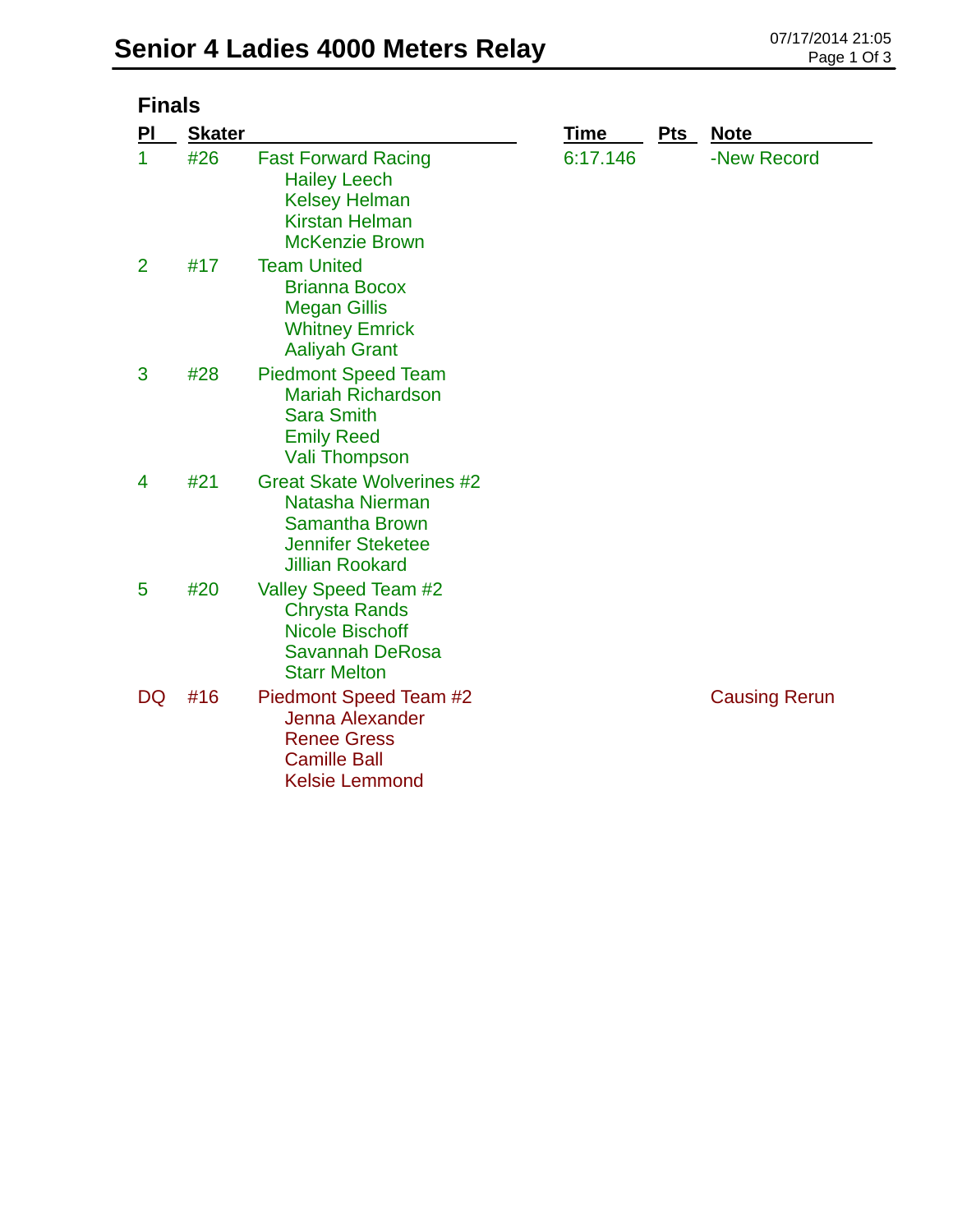# Senior 4 Ladies 4000 Meters Relay

07/17/2014 21:05

## Finals

| Pl | Skater | | Time | Pts | Note |
|---|---|---|---|---|---|
| 1 | #26 | Fast Forward Racing<br>Hailey Leech<br>Kelsey Helman<br>Kirstan Helman<br>McKenzie Brown | 6:17.146 | | -New Record |
| 2 | #17 | Team United<br>Brianna Bocox<br>Megan Gillis<br>Whitney Emrick<br>Aaliyah Grant | | | |
| 3 | #28 | Piedmont Speed Team<br>Mariah Richardson<br>Sara Smith<br>Emily Reed<br>Vali Thompson | | | |
| 4 | #21 | Great Skate Wolverines #2<br>Natasha Nierman<br>Samantha Brown<br>Jennifer Steketee<br>Jillian Rookard | | | |
| 5 | #20 | Valley Speed Team #2<br>Chrysta Rands<br>Nicole Bischoff<br>Savannah DeRosa<br>Starr Melton | | | |
| DQ | #16 | Piedmont Speed Team #2<br>Jenna Alexander<br>Renee Gress<br>Camille Ball<br>Kelsie Lemmond | | | Causing Rerun |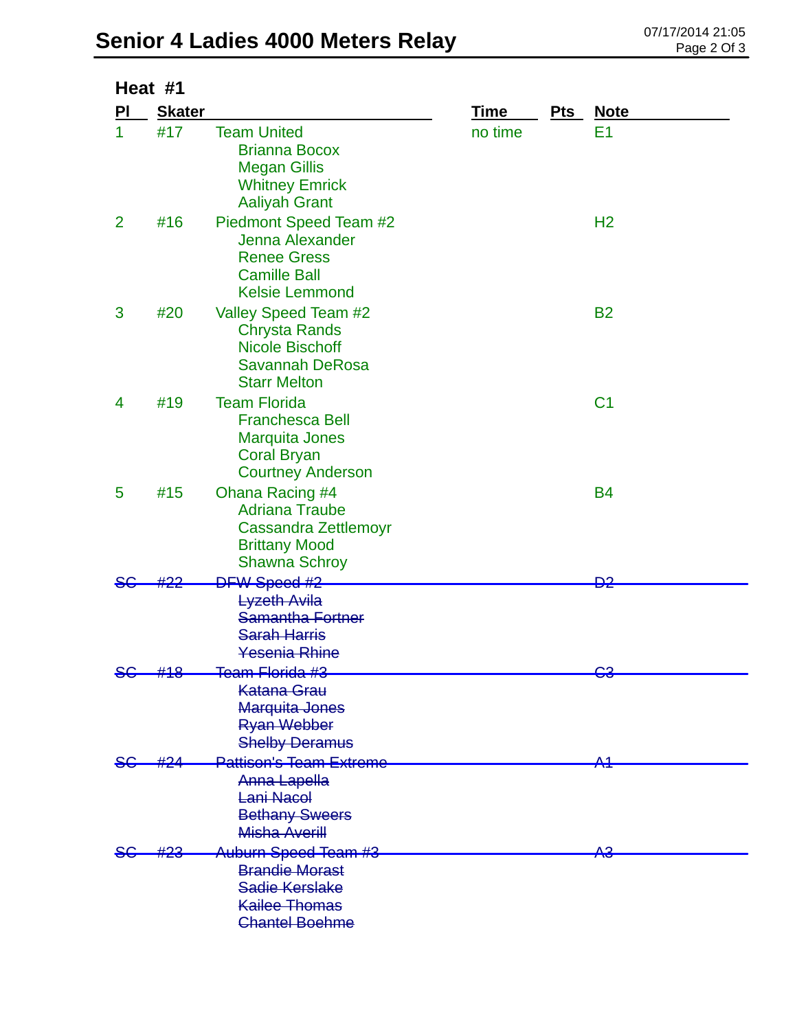# Senior 4 Ladies 4000 Meters Relay

## Heat #1

| Pl | Skater | | Time | Pts | Note |
|---|---|---|---|---|---|
| 1 | #17 | Team United<br>Brianna Bocox<br>Megan Gillis<br>Whitney Emrick<br>Aaliyah Grant | no time | | E1 |
| 2 | #16 | Piedmont Speed Team #2<br>Jenna Alexander<br>Renee Gress<br>Camille Ball<br>Kelsie Lemmond | | | H2 |
| 3 | #20 | Valley Speed Team #2<br>Chrysta Rands<br>Nicole Bischoff<br>Savannah DeRosa<br>Starr Melton | | | B2 |
| 4 | #19 | Team Florida<br>Franchesca Bell<br>Marquita Jones<br>Coral Bryan<br>Courtney Anderson | | | C1 |
| 5 | #15 | Ohana Racing #4<br>Adriana Traube<br>Cassandra Zettlemoyr<br>Brittany Mood<br>Shawna Schroy | | | B4 |
| ~~SC~~ | ~~#22~~ | ~~DFW Speed #2~~<br>~~Lyzeth Avila~~<br>~~Samantha Fortner~~<br>~~Sarah Harris~~<br>~~Yesenia Rhine~~ | | | ~~D2~~ |
| ~~SC~~ | ~~#18~~ | ~~Team Florida #3~~<br>~~Katana Grau~~<br>~~Marquita Jones~~<br>~~Ryan Webber~~<br>~~Shelby Deramus~~ | | | ~~C3~~ |
| ~~SC~~ | ~~#24~~ | ~~Pattison's Team Extreme~~<br>~~Anna Lapella~~<br>~~Lani Nacol~~<br>~~Bethany Sweers~~<br>~~Misha Averill~~ | | | ~~A1~~ |
| ~~SC~~ | ~~#23~~ | ~~Auburn Speed Team #3~~<br>~~Brandie Morast~~<br>~~Sadie Kerslake~~<br>~~Kailee Thomas~~<br>~~Chantel Boehme~~ | | | ~~A3~~ |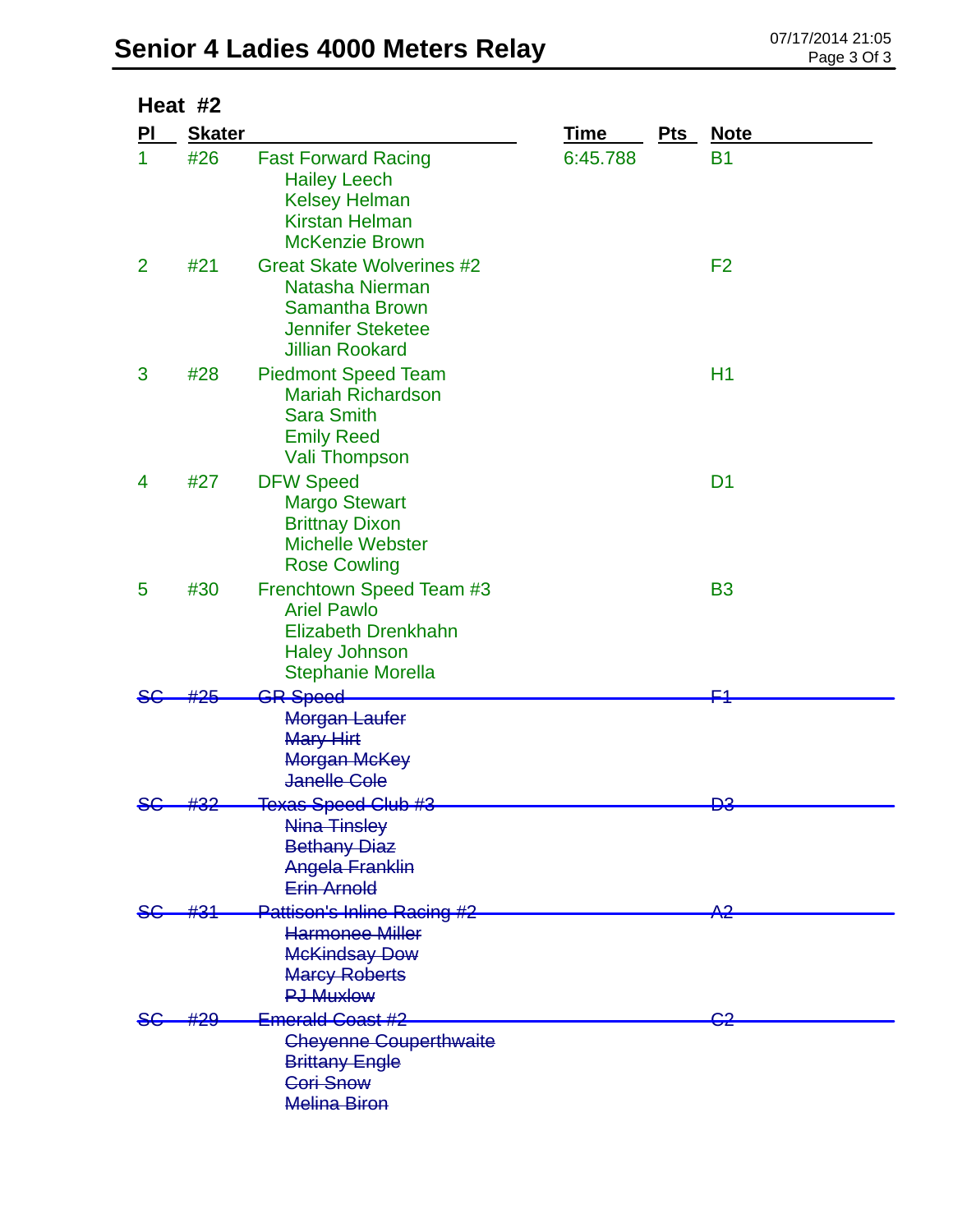# Senior 4 Ladies 4000 Meters Relay

07/17/2014 21:05

## Heat #2

| Pl | Skater | | Time | Pts | Note |
|---|---|---|---|---|---|
| 1 | #26 | Fast Forward Racing<br>Hailey Leech<br>Kelsey Helman<br>Kirstan Helman<br>McKenzie Brown | 6:45.788 | | B1 |
| 2 | #21 | Great Skate Wolverines #2<br>Natasha Nierman<br>Samantha Brown<br>Jennifer Steketee<br>Jillian Rookard | | | F2 |
| 3 | #28 | Piedmont Speed Team<br>Mariah Richardson<br>Sara Smith<br>Emily Reed<br>Vali Thompson | | | H1 |
| 4 | #27 | DFW Speed<br>Margo Stewart<br>Brittnay Dixon<br>Michelle Webster<br>Rose Cowling | | | D1 |
| 5 | #30 | Frenchtown Speed Team #3<br>Ariel Pawlo<br>Elizabeth Drenkhahn<br>Haley Johnson<br>Stephanie Morella | | | B3 |
| ~~SC~~ | ~~#25~~ | ~~GR Speed~~<br>~~Morgan Laufer~~<br>~~Mary Hirt~~<br>~~Morgan McKey~~<br>~~Janelle Cole~~ | | | ~~F1~~ |
| ~~SC~~ | ~~#32~~ | ~~Texas Speed Club #3~~<br>~~Nina Tinsley~~<br>~~Bethany Diaz~~<br>~~Angela Franklin~~<br>~~Erin Arnold~~ | | | ~~D3~~ |
| ~~SC~~ | ~~#31~~ | ~~Pattison's Inline Racing #2~~<br>~~Harmonee Miller~~<br>~~McKindsay Dow~~<br>~~Marcy Roberts~~<br>~~PJ Muxlow~~ | | | ~~A2~~ |
| ~~SC~~ | ~~#29~~ | ~~Emerald Coast #2~~<br>~~Cheyenne Couperthwaite~~<br>~~Brittany Engle~~<br>~~Cori Snow~~<br>~~Melina Biron~~ | | | ~~C2~~ |